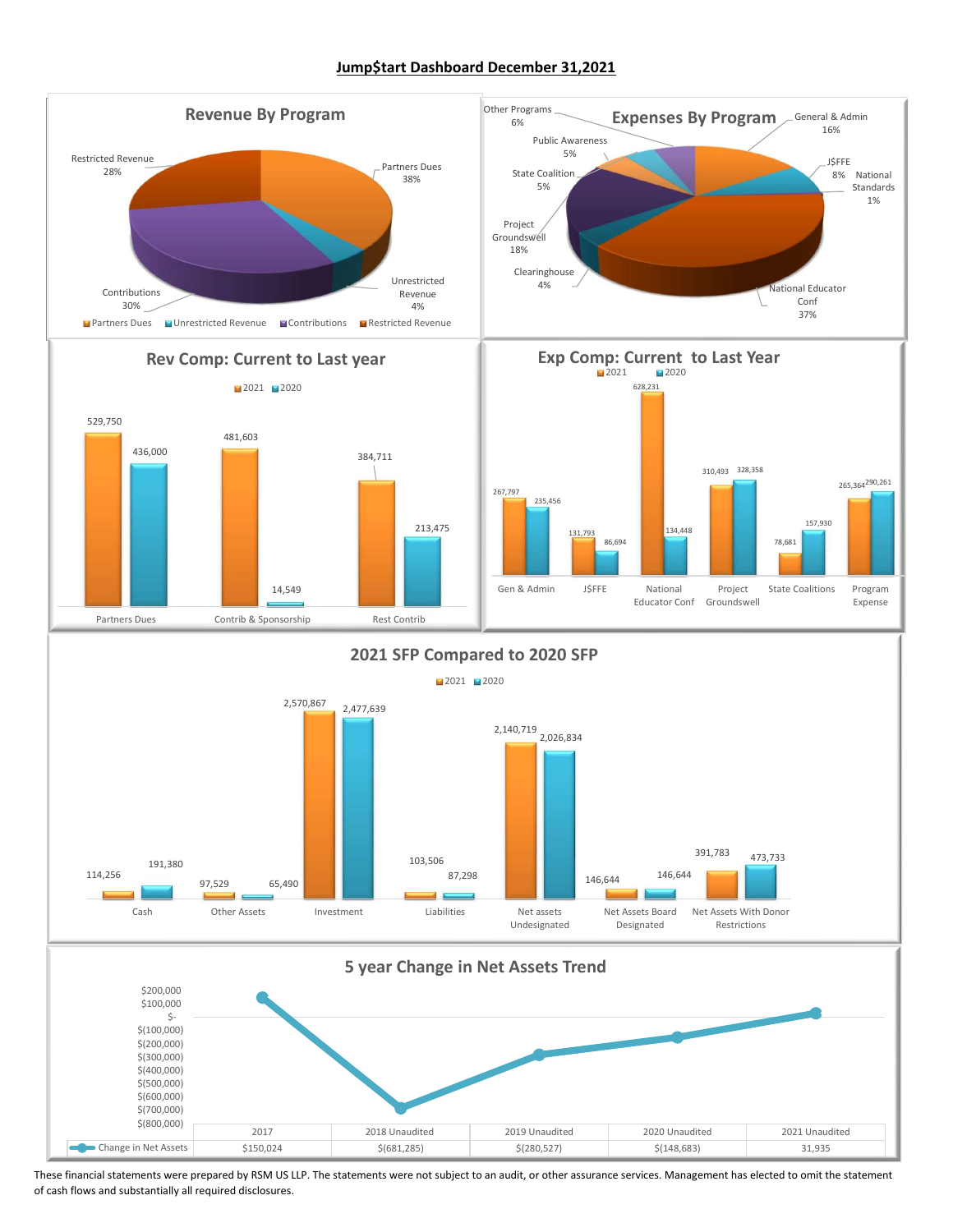# Jump$tart Dashboard December 31,2021

## Revenue By Program

| Category | Percentage |
|---|---|
| Partners Dues | 38% |
| Unrestricted Revenue | 4% |
| Contributions | 30% |
| Restricted Revenue | 28% |

## Expenses By Program

| Category | Percentage |
|---|---|
| General & Admin | 16% |
| J$FFE | 8% |
| National Standards | 1% |
| National Educator Conf | 37% |
| Clearinghouse | 4% |
| Project Groundswell | 18% |
| State Coalition | 5% |
| Public Awareness | 5% |
| Other Programs | 6% |

## Rev Comp: Current to Last year

| | 2021 | 2020 |
|---|---|---|
| Partners Dues | 529,750 | 436,000 |
| Contrib & Sponsorship | 481,603 | 14,549 |
| Rest Contrib | 384,711 | 213,475 |

## Exp Comp: Current to Last Year

| | 2021 | 2020 |
|---|---|---|
| Gen & Admin | 267,797 | 235,456 |
| J$FFE | 131,793 | 86,694 |
| National Educator Conf | 628,231 | 134,448 |
| Project Groundswell | 310,493 | 328,358 |
| State Coalitions | 78,681 | 157,930 |
| Program Expense | 265,364 | 290,261 |

## 2021 SFP Compared to 2020 SFP

| | 2021 | 2020 |
|---|---|---|
| Cash | 114,256 | 191,380 |
| Other Assets | 97,529 | 65,490 |
| Investment | 2,570,867 | 2,477,639 |
| Liabilities | 103,506 | 87,298 |
| Net assets Undesignated | 2,140,719 | 2,026,834 |
| Net Assets Board Designated | 146,644 | 146,644 |
| Net Assets With Donor Restrictions | 391,783 | 473,733 |

## 5 year Change in Net Assets Trend

| | 2017 | 2018 Unaudited | 2019 Unaudited | 2020 Unaudited | 2021 Unaudited |
|---|---|---|---|---|---|
| Change in Net Assets | $150,024 | $(681,285) | $(280,527) | $(148,683) | 31,935 |

These financial statements were prepared by RSM US LLP. The statements were not subject to an audit, or other assurance services. Management has elected to omit the statement of cash flows and substantially all required disclosures.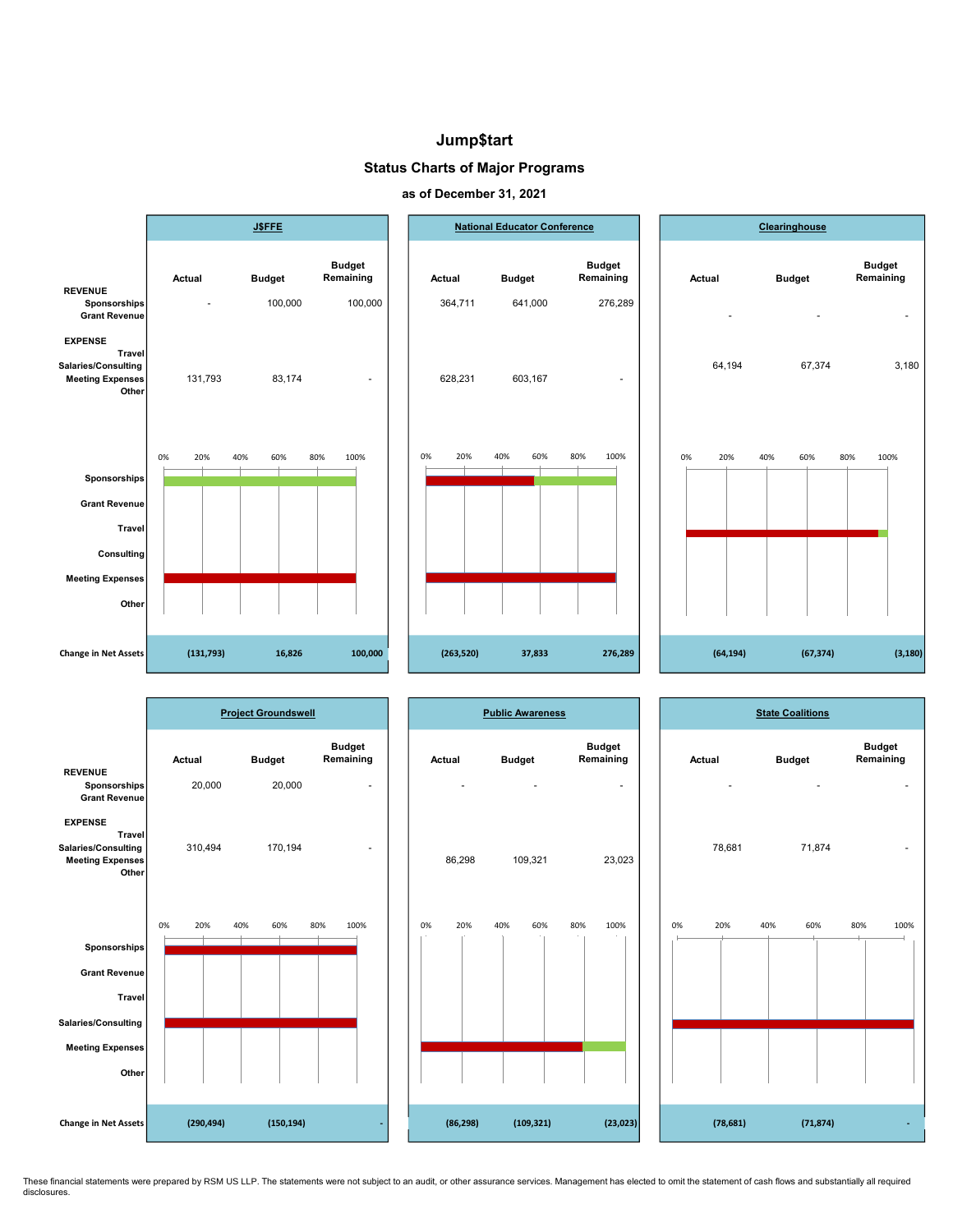# Jump$tart

## Status Charts of Major Programs

### as of December 31, 2021

## J$FFE

| | Actual | Budget | Budget Remaining |
|---|---|---|---|
| **REVENUE** | | | |
| Sponsorships | - | 100,000 | 100,000 |
| Grant Revenue | | | |
| **EXPENSE** | | | |
| Travel | | | |
| Salaries/Consulting | | | |
| Meeting Expenses | 131,793 | 83,174 | - |
| Other | | | |
| **Change in Net Assets** | (131,793) | 16,826 | 100,000 |

## National Educator Conference

| | Actual | Budget | Budget Remaining |
|---|---|---|---|
| **REVENUE** | | | |
| Sponsorships | 364,711 | 641,000 | 276,289 |
| Grant Revenue | | | |
| **EXPENSE** | | | |
| Travel | | | |
| Salaries/Consulting | | | |
| Meeting Expenses | 628,231 | 603,167 | - |
| Other | | | |
| **Change in Net Assets** | (263,520) | 37,833 | 276,289 |

## Clearinghouse

| | Actual | Budget | Budget Remaining |
|---|---|---|---|
| **REVENUE** | | | |
| Sponsorships | | | |
| Grant Revenue | - | - | - |
| **EXPENSE** | | | |
| Travel | | | |
| Salaries/Consulting | 64,194 | 67,374 | 3,180 |
| Meeting Expenses | | | |
| Other | | | |
| **Change in Net Assets** | (64,194) | (67,374) | (3,180) |

## Project Groundswell

| | Actual | Budget | Budget Remaining |
|---|---|---|---|
| **REVENUE** | | | |
| Sponsorships | 20,000 | 20,000 | - |
| Grant Revenue | | | |
| **EXPENSE** | | | |
| Travel | | | |
| Salaries/Consulting | 310,494 | 170,194 | - |
| Meeting Expenses | | | |
| Other | | | |
| **Change in Net Assets** | (290,494) | (150,194) | - |

## Public Awareness

| | Actual | Budget | Budget Remaining |
|---|---|---|---|
| **REVENUE** | | | |
| Sponsorships | - | - | - |
| Grant Revenue | | | |
| **EXPENSE** | | | |
| Travel | | | |
| Salaries/Consulting | | | |
| Meeting Expenses | 86,298 | 109,321 | 23,023 |
| Other | | | |
| **Change in Net Assets** | (86,298) | (109,321) | (23,023) |

## State Coalitions

| | Actual | Budget | Budget Remaining |
|---|---|---|---|
| **REVENUE** | | | |
| Sponsorships | - | - | - |
| Grant Revenue | | | |
| **EXPENSE** | | | |
| Travel | | | |
| Salaries/Consulting | 78,681 | 71,874 | - |
| Meeting Expenses | | | |
| Other | | | |
| **Change in Net Assets** | (78,681) | (71,874) | - |

These financial statements were prepared by RSM US LLP. The statements were not subject to an audit, or other assurance services. Management has elected to omit the statement of cash flows and substantially all required disclosures.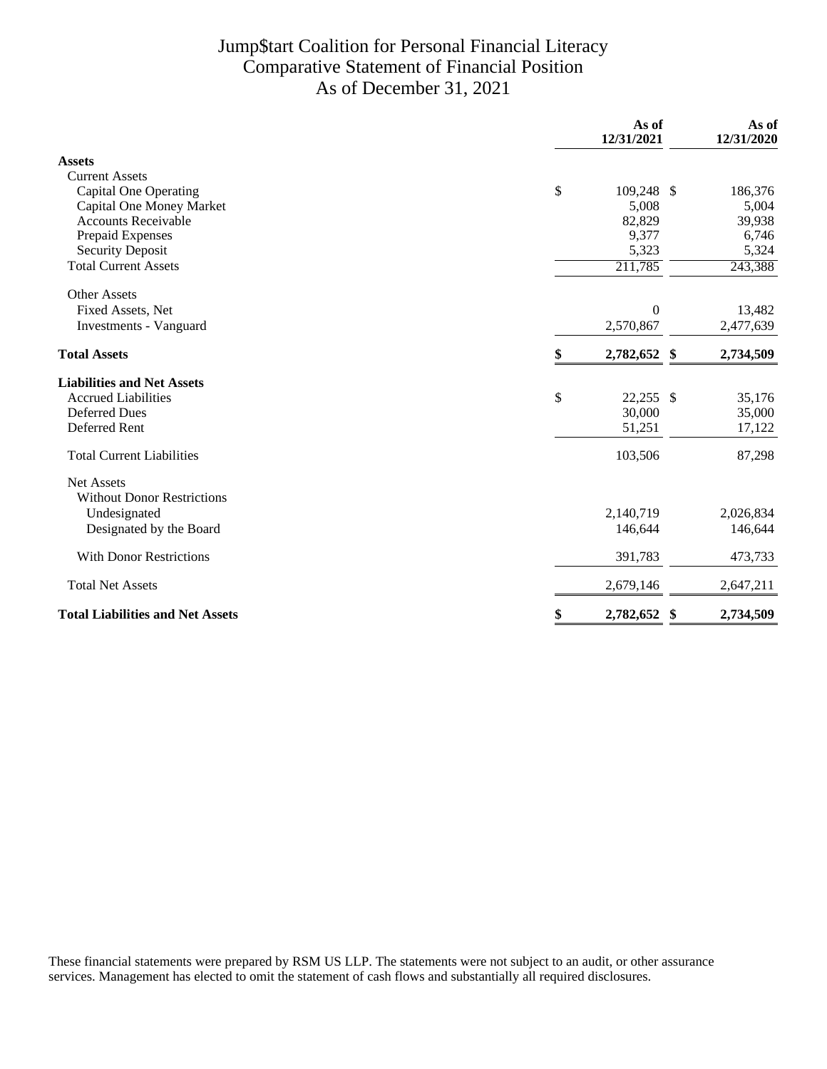# Jump$tart Coalition for Personal Financial Literacy
## Comparative Statement of Financial Position
### As of December 31, 2021

| | As of 12/31/2021 | As of 12/31/2020 |
|---|---|---|
| **Assets** | | |
| Current Assets | | |
| Capital One Operating | $ 109,248 | $ 186,376 |
| Capital One Money Market | 5,008 | 5,004 |
| Accounts Receivable | 82,829 | 39,938 |
| Prepaid Expenses | 9,377 | 6,746 |
| Security Deposit | 5,323 | 5,324 |
| Total Current Assets | 211,785 | 243,388 |
| Other Assets | | |
| Fixed Assets, Net | 0 | 13,482 |
| Investments - Vanguard | 2,570,867 | 2,477,639 |
| **Total Assets** | **$ 2,782,652** | **$ 2,734,509** |
| **Liabilities and Net Assets** | | |
| Accrued Liabilities | $ 22,255 | $ 35,176 |
| Deferred Dues | 30,000 | 35,000 |
| Deferred Rent | 51,251 | 17,122 |
| Total Current Liabilities | 103,506 | 87,298 |
| Net Assets | | |
| Without Donor Restrictions | | |
| Undesignated | 2,140,719 | 2,026,834 |
| Designated by the Board | 146,644 | 146,644 |
| With Donor Restrictions | 391,783 | 473,733 |
| Total Net Assets | 2,679,146 | 2,647,211 |
| **Total Liabilities and Net Assets** | **$ 2,782,652** | **$ 2,734,509** |

These financial statements were prepared by RSM US LLP. The statements were not subject to an audit, or other assurance services. Management has elected to omit the statement of cash flows and substantially all required disclosures.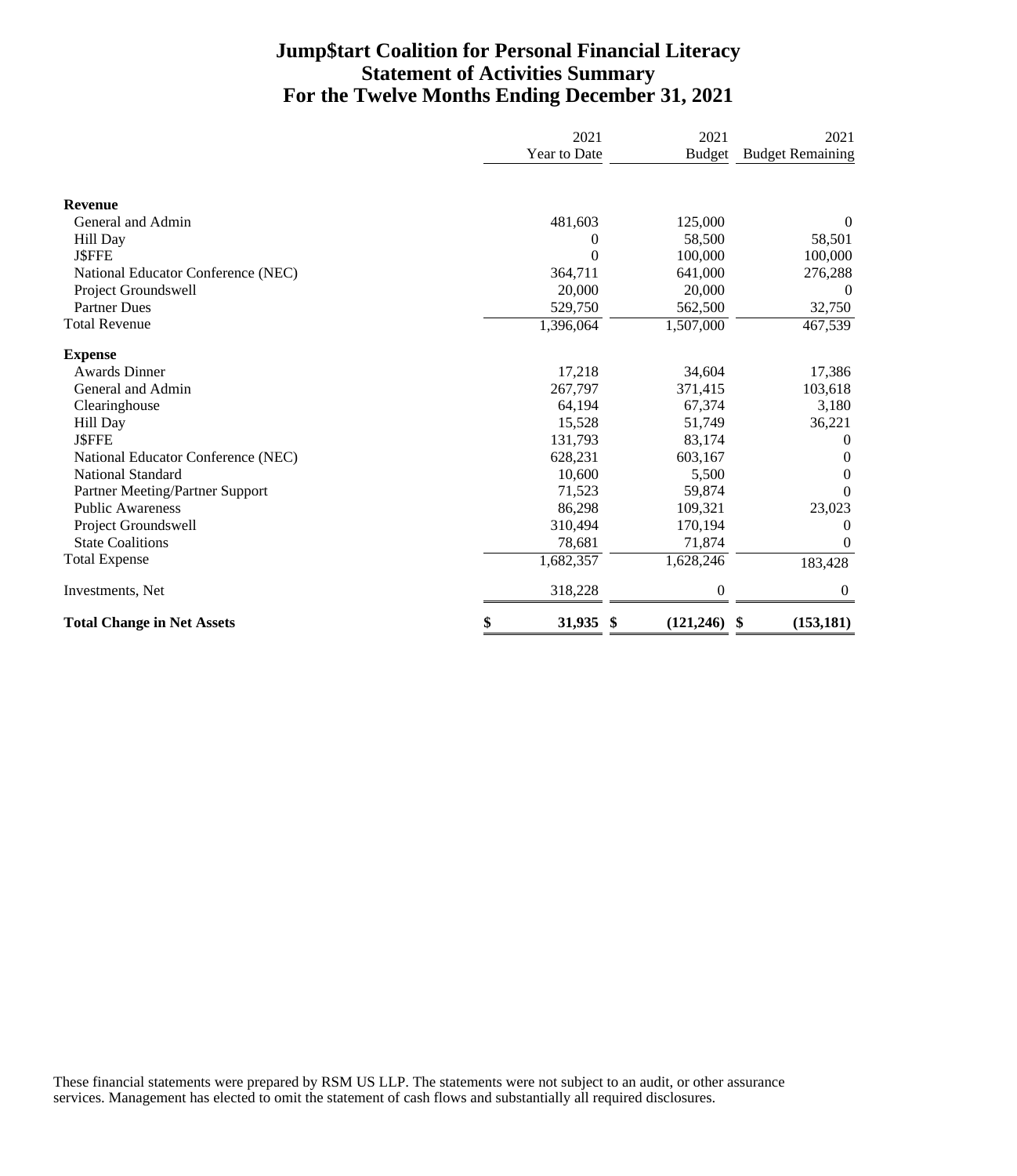# Jump$tart Coalition for Personal Financial Literacy
## Statement of Activities Summary
## For the Twelve Months Ending December 31, 2021

| | 2021 Year to Date | 2021 Budget | 2021 Budget Remaining |
|---|---|---|---|
| **Revenue** | | | |
| General and Admin | 481,603 | 125,000 | 0 |
| Hill Day | 0 | 58,500 | 58,501 |
| J$FFE | 0 | 100,000 | 100,000 |
| National Educator Conference (NEC) | 364,711 | 641,000 | 276,288 |
| Project Groundswell | 20,000 | 20,000 | 0 |
| Partner Dues | 529,750 | 562,500 | 32,750 |
| Total Revenue | 1,396,064 | 1,507,000 | 467,539 |
| **Expense** | | | |
| Awards Dinner | 17,218 | 34,604 | 17,386 |
| General and Admin | 267,797 | 371,415 | 103,618 |
| Clearinghouse | 64,194 | 67,374 | 3,180 |
| Hill Day | 15,528 | 51,749 | 36,221 |
| J$FFE | 131,793 | 83,174 | 0 |
| National Educator Conference (NEC) | 628,231 | 603,167 | 0 |
| National Standard | 10,600 | 5,500 | 0 |
| Partner Meeting/Partner Support | 71,523 | 59,874 | 0 |
| Public Awareness | 86,298 | 109,321 | 23,023 |
| Project Groundswell | 310,494 | 170,194 | 0 |
| State Coalitions | 78,681 | 71,874 | 0 |
| Total Expense | 1,682,357 | 1,628,246 | 183,428 |
| Investments, Net | 318,228 | 0 | 0 |
| **Total Change in Net Assets** | **$ 31,935** | **$ (121,246)** | **$ (153,181)** |

These financial statements were prepared by RSM US LLP. The statements were not subject to an audit, or other assurance services. Management has elected to omit the statement of cash flows and substantially all required disclosures.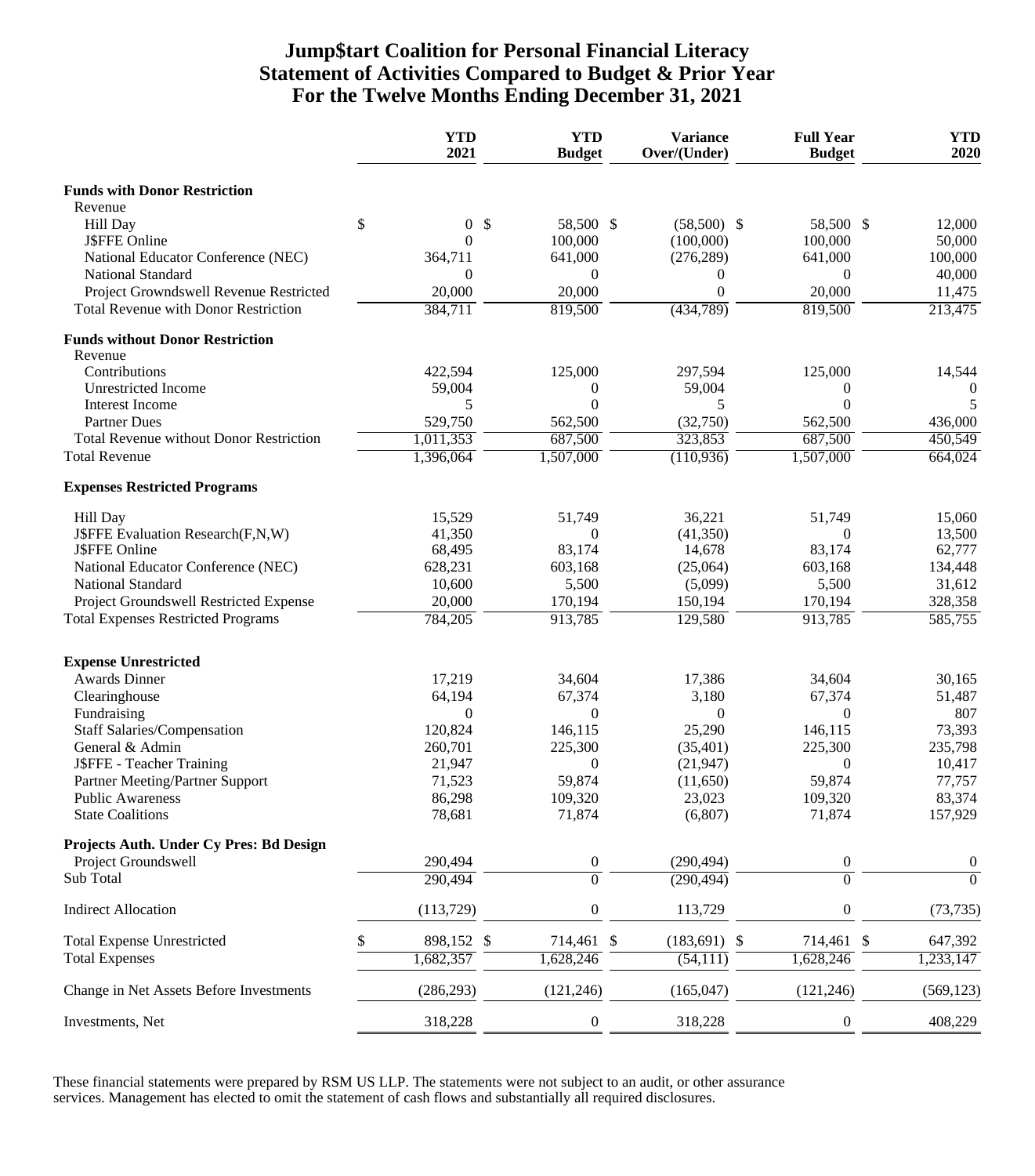# Jump$tart Coalition for Personal Financial Literacy
## Statement of Activities Compared to Budget & Prior Year
### For the Twelve Months Ending December 31, 2021

| | YTD 2021 | YTD Budget | Variance Over/(Under) | Full Year Budget | YTD 2020 |
|---|---|---|---|---|---|
| **Funds with Donor Restriction** | | | | | |
| Revenue | | | | | |
| Hill Day | $ 0 | $ 58,500 | $ (58,500) | $ 58,500 | $ 12,000 |
| J$FFE Online | 0 | 100,000 | (100,000) | 100,000 | 50,000 |
| National Educator Conference (NEC) | 364,711 | 641,000 | (276,289) | 641,000 | 100,000 |
| National Standard | 0 | 0 | 0 | 0 | 40,000 |
| Project Growndswell Revenue Restricted | 20,000 | 20,000 | 0 | 20,000 | 11,475 |
| Total Revenue with Donor Restriction | 384,711 | 819,500 | (434,789) | 819,500 | 213,475 |
| **Funds without Donor Restriction** | | | | | |
| Revenue | | | | | |
| Contributions | 422,594 | 125,000 | 297,594 | 125,000 | 14,544 |
| Unrestricted Income | 59,004 | 0 | 59,004 | 0 | 0 |
| Interest Income | 5 | 0 | 5 | 0 | 5 |
| Partner Dues | 529,750 | 562,500 | (32,750) | 562,500 | 436,000 |
| Total Revenue without Donor Restriction | 1,011,353 | 687,500 | 323,853 | 687,500 | 450,549 |
| Total Revenue | 1,396,064 | 1,507,000 | (110,936) | 1,507,000 | 664,024 |
| **Expenses Restricted Programs** | | | | | |
| Hill Day | 15,529 | 51,749 | 36,221 | 51,749 | 15,060 |
| J$FFE Evaluation Research(F,N,W) | 41,350 | 0 | (41,350) | 0 | 13,500 |
| J$FFE Online | 68,495 | 83,174 | 14,678 | 83,174 | 62,777 |
| National Educator Conference (NEC) | 628,231 | 603,168 | (25,064) | 603,168 | 134,448 |
| National Standard | 10,600 | 5,500 | (5,099) | 5,500 | 31,612 |
| Project Groundswell Restricted Expense | 20,000 | 170,194 | 150,194 | 170,194 | 328,358 |
| Total Expenses Restricted Programs | 784,205 | 913,785 | 129,580 | 913,785 | 585,755 |
| **Expense Unrestricted** | | | | | |
| Awards Dinner | 17,219 | 34,604 | 17,386 | 34,604 | 30,165 |
| Clearinghouse | 64,194 | 67,374 | 3,180 | 67,374 | 51,487 |
| Fundraising | 0 | 0 | 0 | 0 | 807 |
| Staff Salaries/Compensation | 120,824 | 146,115 | 25,290 | 146,115 | 73,393 |
| General & Admin | 260,701 | 225,300 | (35,401) | 225,300 | 235,798 |
| J$FFE - Teacher Training | 21,947 | 0 | (21,947) | 0 | 10,417 |
| Partner Meeting/Partner Support | 71,523 | 59,874 | (11,650) | 59,874 | 77,757 |
| Public Awareness | 86,298 | 109,320 | 23,023 | 109,320 | 83,374 |
| State Coalitions | 78,681 | 71,874 | (6,807) | 71,874 | 157,929 |
| **Projects Auth. Under Cy Pres: Bd Design** | | | | | |
| Project Groundswell | 290,494 | 0 | (290,494) | 0 | 0 |
| Sub Total | 290,494 | 0 | (290,494) | 0 | 0 |
| Indirect Allocation | (113,729) | 0 | 113,729 | 0 | (73,735) |
| Total Expense Unrestricted | $ 898,152 | $ 714,461 | $ (183,691) | $ 714,461 | $ 647,392 |
| Total Expenses | 1,682,357 | 1,628,246 | (54,111) | 1,628,246 | 1,233,147 |
| Change in Net Assets Before Investments | (286,293) | (121,246) | (165,047) | (121,246) | (569,123) |
| Investments, Net | 318,228 | 0 | 318,228 | 0 | 408,229 |

These financial statements were prepared by RSM US LLP. The statements were not subject to an audit, or other assurance services. Management has elected to omit the statement of cash flows and substantially all required disclosures.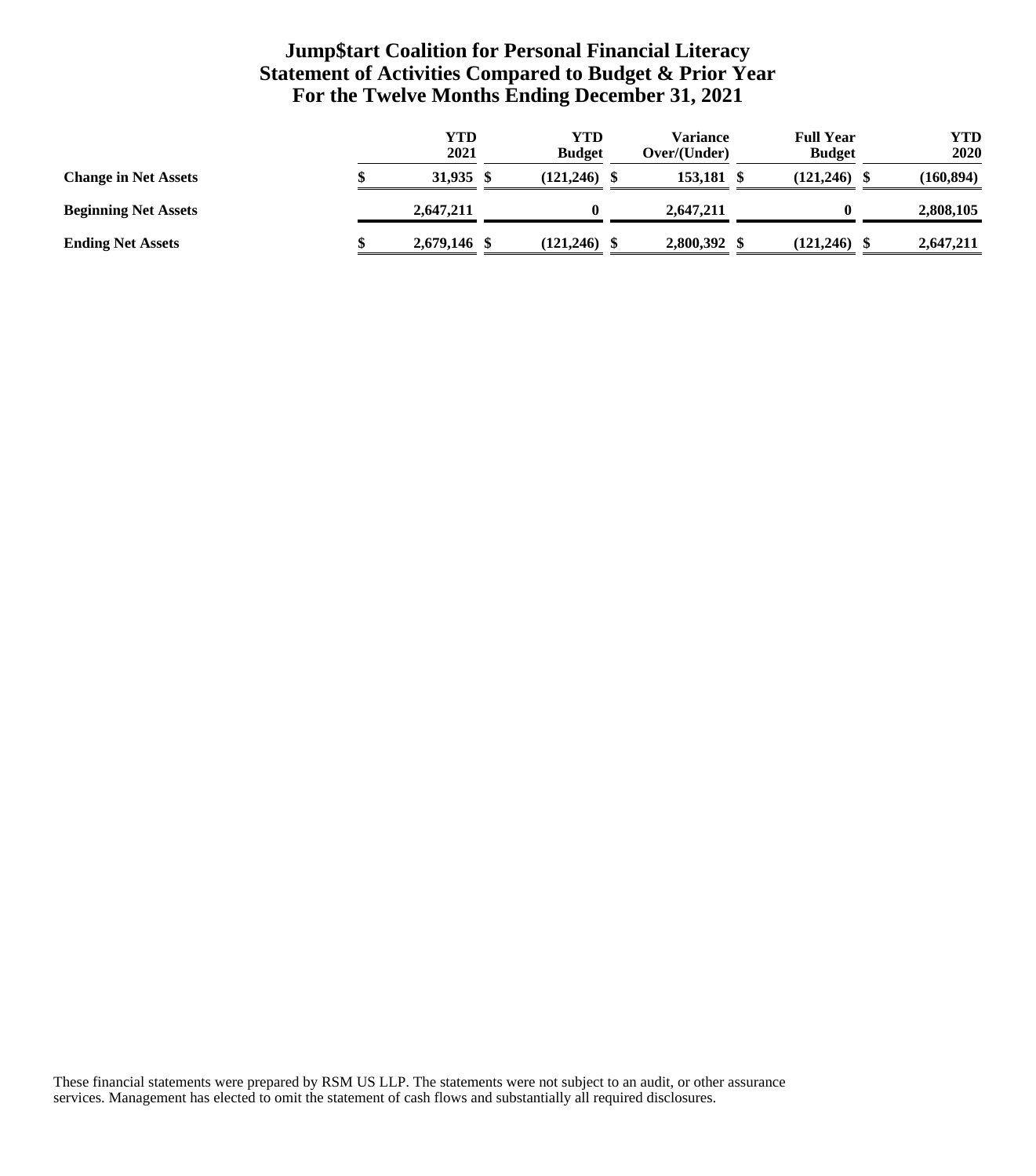# Jump$tart Coalition for Personal Financial Literacy
## Statement of Activities Compared to Budget & Prior Year
### For the Twelve Months Ending December 31, 2021

| | YTD 2021 | YTD Budget | Variance Over/(Under) | Full Year Budget | YTD 2020 |
|---|---|---|---|---|---|
| **Change in Net Assets** | $ 31,935 | $ (121,246) | $ 153,181 | $ (121,246) | $ (160,894) |
| **Beginning Net Assets** | 2,647,211 | 0 | 2,647,211 | 0 | 2,808,105 |
| **Ending Net Assets** | $ 2,679,146 | $ (121,246) | $ 2,800,392 | $ (121,246) | $ 2,647,211 |

These financial statements were prepared by RSM US LLP. The statements were not subject to an audit, or other assurance services. Management has elected to omit the statement of cash flows and substantially all required disclosures.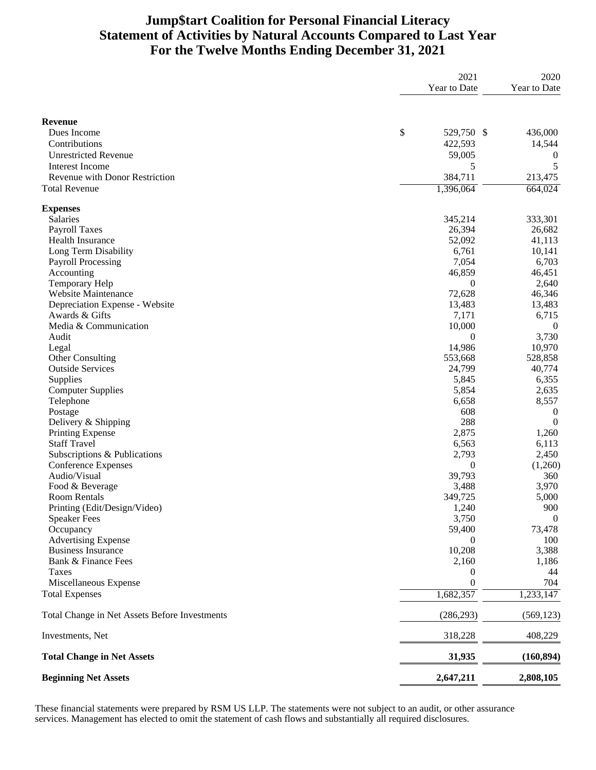# Jump$tart Coalition for Personal Financial Literacy
## Statement of Activities by Natural Accounts Compared to Last Year
## For the Twelve Months Ending December 31, 2021

| | 2021 Year to Date | 2020 Year to Date |
|---|---|---|
| **Revenue** | | |
| Dues Income | $ 529,750 | $ 436,000 |
| Contributions | 422,593 | 14,544 |
| Unrestricted Revenue | 59,005 | 0 |
| Interest Income | 5 | 5 |
| Revenue with Donor Restriction | 384,711 | 213,475 |
| Total Revenue | 1,396,064 | 664,024 |
| **Expenses** | | |
| Salaries | 345,214 | 333,301 |
| Payroll Taxes | 26,394 | 26,682 |
| Health Insurance | 52,092 | 41,113 |
| Long Term Disability | 6,761 | 10,141 |
| Payroll Processing | 7,054 | 6,703 |
| Accounting | 46,859 | 46,451 |
| Temporary Help | 0 | 2,640 |
| Website Maintenance | 72,628 | 46,346 |
| Depreciation Expense - Website | 13,483 | 13,483 |
| Awards & Gifts | 7,171 | 6,715 |
| Media & Communication | 10,000 | 0 |
| Audit | 0 | 3,730 |
| Legal | 14,986 | 10,970 |
| Other Consulting | 553,668 | 528,858 |
| Outside Services | 24,799 | 40,774 |
| Supplies | 5,845 | 6,355 |
| Computer Supplies | 5,854 | 2,635 |
| Telephone | 6,658 | 8,557 |
| Postage | 608 | 0 |
| Delivery & Shipping | 288 | 0 |
| Printing Expense | 2,875 | 1,260 |
| Staff Travel | 6,563 | 6,113 |
| Subscriptions & Publications | 2,793 | 2,450 |
| Conference Expenses | 0 | (1,260) |
| Audio/Visual | 39,793 | 360 |
| Food & Beverage | 3,488 | 3,970 |
| Room Rentals | 349,725 | 5,000 |
| Printing (Edit/Design/Video) | 1,240 | 900 |
| Speaker Fees | 3,750 | 0 |
| Occupancy | 59,400 | 73,478 |
| Advertising Expense | 0 | 100 |
| Business Insurance | 10,208 | 3,388 |
| Bank & Finance Fees | 2,160 | 1,186 |
| Taxes | 0 | 44 |
| Miscellaneous Expense | 0 | 704 |
| Total Expenses | 1,682,357 | 1,233,147 |
| Total Change in Net Assets Before Investments | (286,293) | (569,123) |
| Investments, Net | 318,228 | 408,229 |
| **Total Change in Net Assets** | **31,935** | **(160,894)** |
| **Beginning Net Assets** | **2,647,211** | **2,808,105** |

These financial statements were prepared by RSM US LLP. The statements were not subject to an audit, or other assurance services. Management has elected to omit the statement of cash flows and substantially all required disclosures.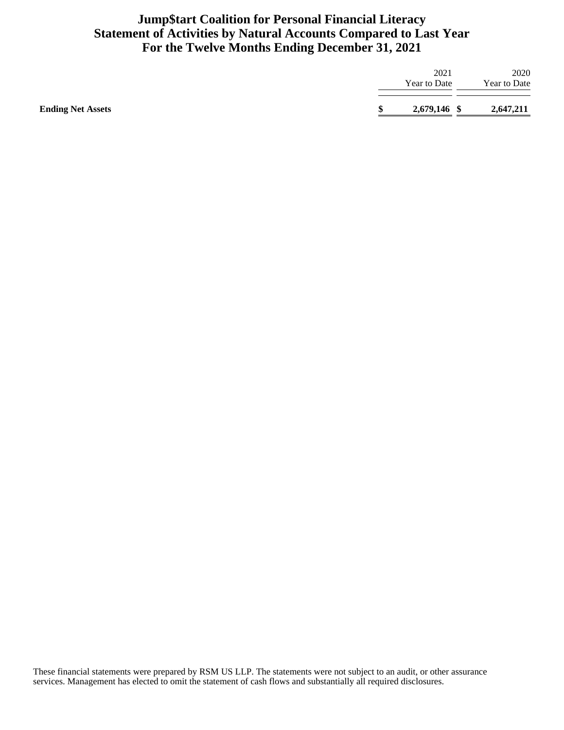# Jump$tart Coalition for Personal Financial Literacy
## Statement of Activities by Natural Accounts Compared to Last Year
## For the Twelve Months Ending December 31, 2021

| | 2021 Year to Date | 2020 Year to Date |
|---|---|---|
| **Ending Net Assets** | **$ 2,679,146** | **$ 2,647,211** |

These financial statements were prepared by RSM US LLP. The statements were not subject to an audit, or other assurance services. Management has elected to omit the statement of cash flows and substantially all required disclosures.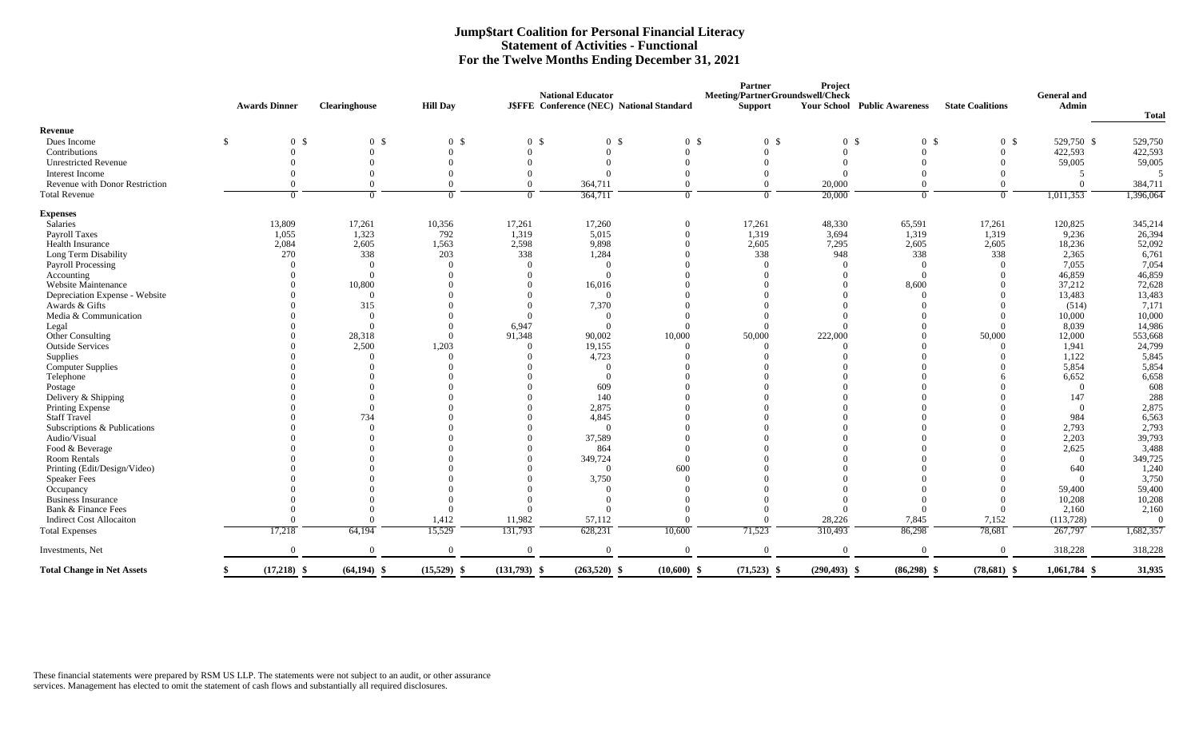# Jump$tart Coalition for Personal Financial Literacy
## Statement of Activities - Functional
### For the Twelve Months Ending December 31, 2021

| | Awards Dinner | Clearinghouse | Hill Day | J$FFE | National Educator Conference (NEC) | National Standard | Partner Meeting/Partner Support | Project Groundswell/Check Your School | Public Awareness | State Coalitions | General and Admin | Total |
|---|---|---|---|---|---|---|---|---|---|---|---|---|
| **Revenue** | | | | | | | | | | | | |
| Dues Income | $ 0 | $ 0 | $ 0 | $ 0 | $ 0 | $ 0 | $ 0 | $ 0 | $ 0 | $ 0 | $ 529,750 | $ 529,750 |
| Contributions | 0 | 0 | 0 | 0 | 0 | 0 | 0 | 0 | 0 | 0 | 422,593 | 422,593 |
| Unrestricted Revenue | 0 | 0 | 0 | 0 | 0 | 0 | 0 | 0 | 0 | 0 | 59,005 | 59,005 |
| Interest Income | 0 | 0 | 0 | 0 | 0 | 0 | 0 | 0 | 0 | 0 | 5 | 5 |
| Revenue with Donor Restriction | 0 | 0 | 0 | 0 | 364,711 | 0 | 0 | 20,000 | 0 | 0 | 0 | 384,711 |
| Total Revenue | 0 | 0 | 0 | 0 | 364,711 | 0 | 0 | 20,000 | 0 | 0 | 1,011,353 | 1,396,064 |
| **Expenses** | | | | | | | | | | | | |
| Salaries | 13,809 | 17,261 | 10,356 | 17,261 | 17,260 | 0 | 17,261 | 48,330 | 65,591 | 17,261 | 120,825 | 345,214 |
| Payroll Taxes | 1,055 | 1,323 | 792 | 1,319 | 5,015 | 0 | 1,319 | 3,694 | 1,319 | 1,319 | 9,236 | 26,394 |
| Health Insurance | 2,084 | 2,605 | 1,563 | 2,598 | 9,898 | 0 | 2,605 | 7,295 | 2,605 | 2,605 | 18,236 | 52,092 |
| Long Term Disability | 270 | 338 | 203 | 338 | 1,284 | 0 | 338 | 948 | 338 | 338 | 2,365 | 6,761 |
| Payroll Processing | 0 | 0 | 0 | 0 | 0 | 0 | 0 | 0 | 0 | 0 | 7,055 | 7,054 |
| Accounting | 0 | 0 | 0 | 0 | 0 | 0 | 0 | 0 | 0 | 0 | 46,859 | 46,859 |
| Website Maintenance | 0 | 10,800 | 0 | 0 | 16,016 | 0 | 0 | 0 | 8,600 | 0 | 37,212 | 72,628 |
| Depreciation Expense - Website | 0 | 0 | 0 | 0 | 0 | 0 | 0 | 0 | 0 | 0 | 13,483 | 13,483 |
| Awards & Gifts | 0 | 315 | 0 | 0 | 7,370 | 0 | 0 | 0 | 0 | 0 | (514) | 7,171 |
| Media & Communication | 0 | 0 | 0 | 0 | 0 | 0 | 0 | 0 | 0 | 0 | 10,000 | 10,000 |
| Legal | 0 | 0 | 0 | 6,947 | 0 | 0 | 0 | 0 | 0 | 0 | 8,039 | 14,986 |
| Other Consulting | 0 | 28,318 | 0 | 91,348 | 90,002 | 10,000 | 50,000 | 222,000 | 0 | 50,000 | 12,000 | 553,668 |
| Outside Services | 0 | 2,500 | 1,203 | 0 | 19,155 | 0 | 0 | 0 | 0 | 0 | 1,941 | 24,799 |
| Supplies | 0 | 0 | 0 | 0 | 4,723 | 0 | 0 | 0 | 0 | 0 | 1,122 | 5,845 |
| Computer Supplies | 0 | 0 | 0 | 0 | 0 | 0 | 0 | 0 | 0 | 0 | 5,854 | 5,854 |
| Telephone | 0 | 0 | 0 | 0 | 0 | 0 | 0 | 0 | 0 | 6 | 6,652 | 6,658 |
| Postage | 0 | 0 | 0 | 0 | 609 | 0 | 0 | 0 | 0 | 0 | 0 | 608 |
| Delivery & Shipping | 0 | 0 | 0 | 0 | 140 | 0 | 0 | 0 | 0 | 0 | 147 | 288 |
| Printing Expense | 0 | 0 | 0 | 0 | 2,875 | 0 | 0 | 0 | 0 | 0 | 0 | 2,875 |
| Staff Travel | 0 | 734 | 0 | 0 | 4,845 | 0 | 0 | 0 | 0 | 0 | 984 | 6,563 |
| Subscriptions & Publications | 0 | 0 | 0 | 0 | 0 | 0 | 0 | 0 | 0 | 0 | 2,793 | 2,793 |
| Audio/Visual | 0 | 0 | 0 | 0 | 37,589 | 0 | 0 | 0 | 0 | 0 | 2,203 | 39,793 |
| Food & Beverage | 0 | 0 | 0 | 0 | 864 | 0 | 0 | 0 | 0 | 0 | 2,625 | 3,488 |
| Room Rentals | 0 | 0 | 0 | 0 | 349,724 | 0 | 0 | 0 | 0 | 0 | 0 | 349,725 |
| Printing (Edit/Design/Video) | 0 | 0 | 0 | 0 | 0 | 600 | 0 | 0 | 0 | 0 | 640 | 1,240 |
| Speaker Fees | 0 | 0 | 0 | 0 | 3,750 | 0 | 0 | 0 | 0 | 0 | 0 | 3,750 |
| Occupancy | 0 | 0 | 0 | 0 | 0 | 0 | 0 | 0 | 0 | 0 | 59,400 | 59,400 |
| Business Insurance | 0 | 0 | 0 | 0 | 0 | 0 | 0 | 0 | 0 | 0 | 10,208 | 10,208 |
| Bank & Finance Fees | 0 | 0 | 0 | 0 | 0 | 0 | 0 | 0 | 0 | 0 | 2,160 | 2,160 |
| Indirect Cost Allocaiton | 0 | 0 | 1,412 | 11,982 | 57,112 | 0 | 0 | 28,226 | 7,845 | 7,152 | (113,728) | 0 |
| Total Expenses | 17,218 | 64,194 | 15,529 | 131,793 | 628,231 | 10,600 | 71,523 | 310,493 | 86,298 | 78,681 | 267,797 | 1,682,357 |
| Investments, Net | 0 | 0 | 0 | 0 | 0 | 0 | 0 | 0 | 0 | 0 | 318,228 | 318,228 |
| **Total Change in Net Assets** | **$ (17,218)** | **$ (64,194)** | **$ (15,529)** | **$ (131,793)** | **$ (263,520)** | **$ (10,600)** | **$ (71,523)** | **$ (290,493)** | **$ (86,298)** | **$ (78,681)** | **$ 1,061,784** | **$ 31,935** |

These financial statements were prepared by RSM US LLP. The statements were not subject to an audit, or other assurance services. Management has elected to omit the statement of cash flows and substantially all required disclosures.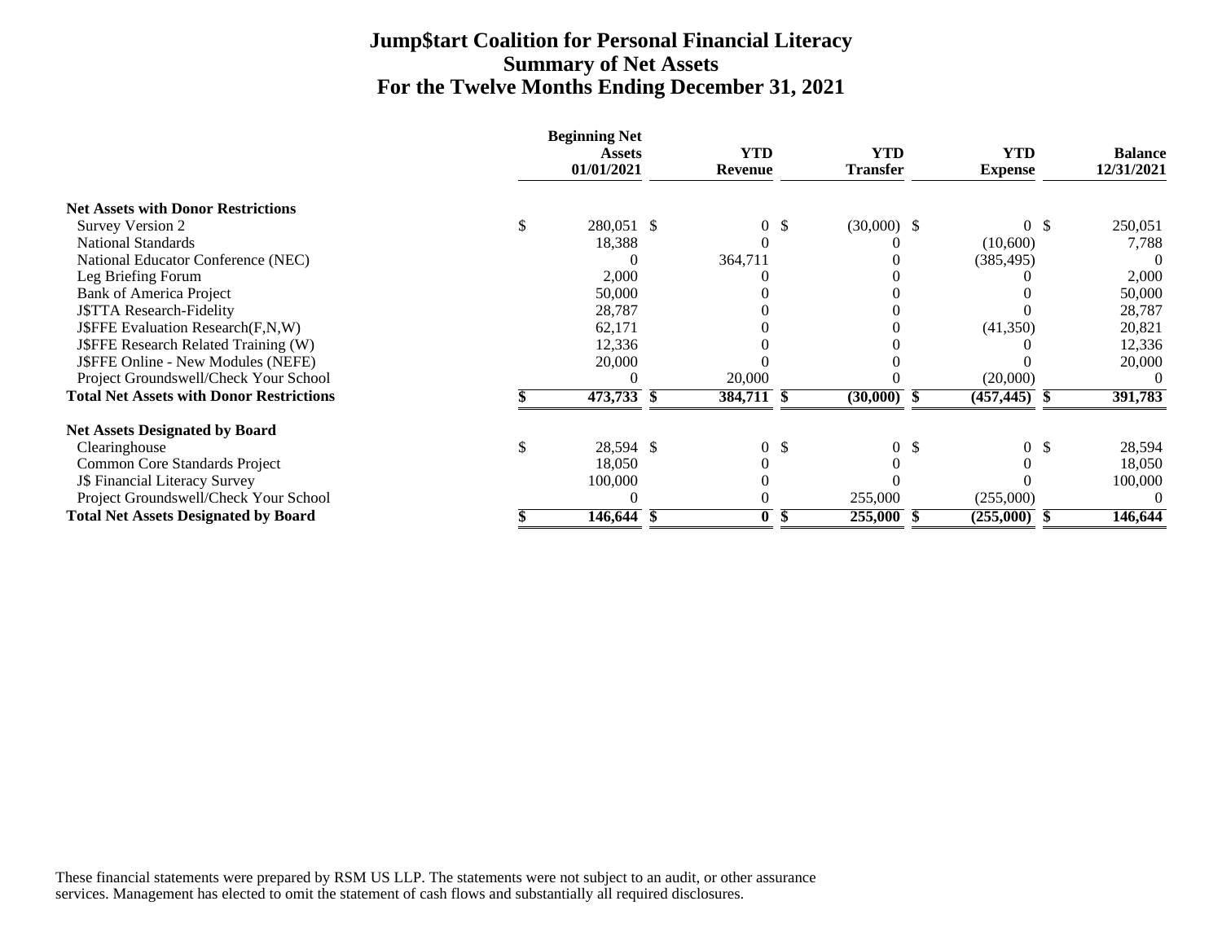# Jump$tart Coalition for Personal Financial Literacy
## Summary of Net Assets
## For the Twelve Months Ending December 31, 2021

| | Beginning Net Assets 01/01/2021 | YTD Revenue | YTD Transfer | YTD Expense | Balance 12/31/2021 |
|---|---|---|---|---|---|
| **Net Assets with Donor Restrictions** | | | | | |
| Survey Version 2 | $ 280,051 | $ 0 | $ (30,000) | $ 0 | $ 250,051 |
| National Standards | 18,388 | 0 | 0 | (10,600) | 7,788 |
| National Educator Conference (NEC) | 0 | 364,711 | 0 | (385,495) | 0 |
| Leg Briefing Forum | 2,000 | 0 | 0 | 0 | 2,000 |
| Bank of America Project | 50,000 | 0 | 0 | 0 | 50,000 |
| J$TTA Research-Fidelity | 28,787 | 0 | 0 | 0 | 28,787 |
| J$FFE Evaluation Research(F,N,W) | 62,171 | 0 | 0 | (41,350) | 20,821 |
| J$FFE Research Related Training (W) | 12,336 | 0 | 0 | 0 | 12,336 |
| J$FFE Online - New Modules (NEFE) | 20,000 | 0 | 0 | 0 | 20,000 |
| Project Groundswell/Check Your School | 0 | 20,000 | 0 | (20,000) | 0 |
| **Total Net Assets with Donor Restrictions** | **$ 473,733** | **$ 384,711** | **$ (30,000)** | **$ (457,445)** | **$ 391,783** |
| **Net Assets Designated by Board** | | | | | |
| Clearinghouse | $ 28,594 | $ 0 | $ 0 | $ 0 | $ 28,594 |
| Common Core Standards Project | 18,050 | 0 | 0 | 0 | 18,050 |
| J$ Financial Literacy Survey | 100,000 | 0 | 0 | 0 | 100,000 |
| Project Groundswell/Check Your School | 0 | 0 | 255,000 | (255,000) | 0 |
| **Total Net Assets Designated by Board** | **$ 146,644** | **$ 0** | **$ 255,000** | **$ (255,000)** | **$ 146,644** |

These financial statements were prepared by RSM US LLP. The statements were not subject to an audit, or other assurance services. Management has elected to omit the statement of cash flows and substantially all required disclosures.